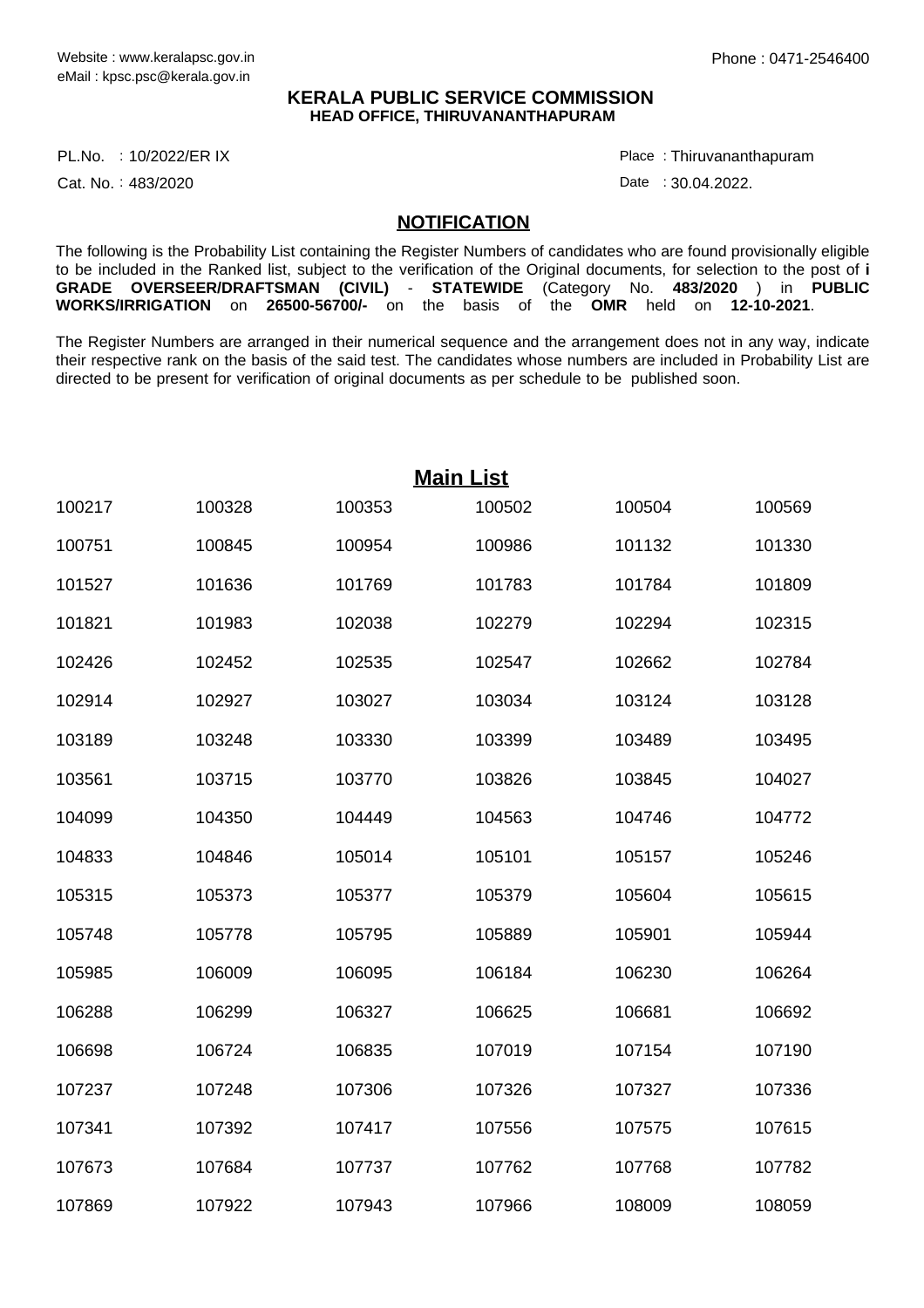Website : www.keralapsc.gov.in
eMail : kpsc.psc@kerala.gov.in

Phone : 0471-2546400

**KERALA PUBLIC SERVICE COMMISSION**
**HEAD OFFICE, THIRUVANANTHAPURAM**

PL.No. : 10/2022/ER IX

Cat. No. : 483/2020

Place : Thiruvananthapuram

Date : 30.04.2022.

## NOTIFICATION

The following is the Probability List containing the Register Numbers of candidates who are found provisionally eligible to be included in the Ranked list, subject to the verification of the Original documents, for selection to the post of **i GRADE OVERSEER/DRAFTSMAN (CIVIL)** - **STATEWIDE** (Category No. **483/2020** ) in **PUBLIC WORKS/IRRIGATION** on **26500-56700/-** on the basis of the **OMR** held on **12-10-2021**.

The Register Numbers are arranged in their numerical sequence and the arrangement does not in any way, indicate their respective rank on the basis of the said test. The candidates whose numbers are included in Probability List are directed to be present for verification of original documents as per schedule to be published soon.

## Main List

| | | | | | |
|---|---|---|---|---|---|
| 100217 | 100328 | 100353 | 100502 | 100504 | 100569 |
| 100751 | 100845 | 100954 | 100986 | 101132 | 101330 |
| 101527 | 101636 | 101769 | 101783 | 101784 | 101809 |
| 101821 | 101983 | 102038 | 102279 | 102294 | 102315 |
| 102426 | 102452 | 102535 | 102547 | 102662 | 102784 |
| 102914 | 102927 | 103027 | 103034 | 103124 | 103128 |
| 103189 | 103248 | 103330 | 103399 | 103489 | 103495 |
| 103561 | 103715 | 103770 | 103826 | 103845 | 104027 |
| 104099 | 104350 | 104449 | 104563 | 104746 | 104772 |
| 104833 | 104846 | 105014 | 105101 | 105157 | 105246 |
| 105315 | 105373 | 105377 | 105379 | 105604 | 105615 |
| 105748 | 105778 | 105795 | 105889 | 105901 | 105944 |
| 105985 | 106009 | 106095 | 106184 | 106230 | 106264 |
| 106288 | 106299 | 106327 | 106625 | 106681 | 106692 |
| 106698 | 106724 | 106835 | 107019 | 107154 | 107190 |
| 107237 | 107248 | 107306 | 107326 | 107327 | 107336 |
| 107341 | 107392 | 107417 | 107556 | 107575 | 107615 |
| 107673 | 107684 | 107737 | 107762 | 107768 | 107782 |
| 107869 | 107922 | 107943 | 107966 | 108009 | 108059 |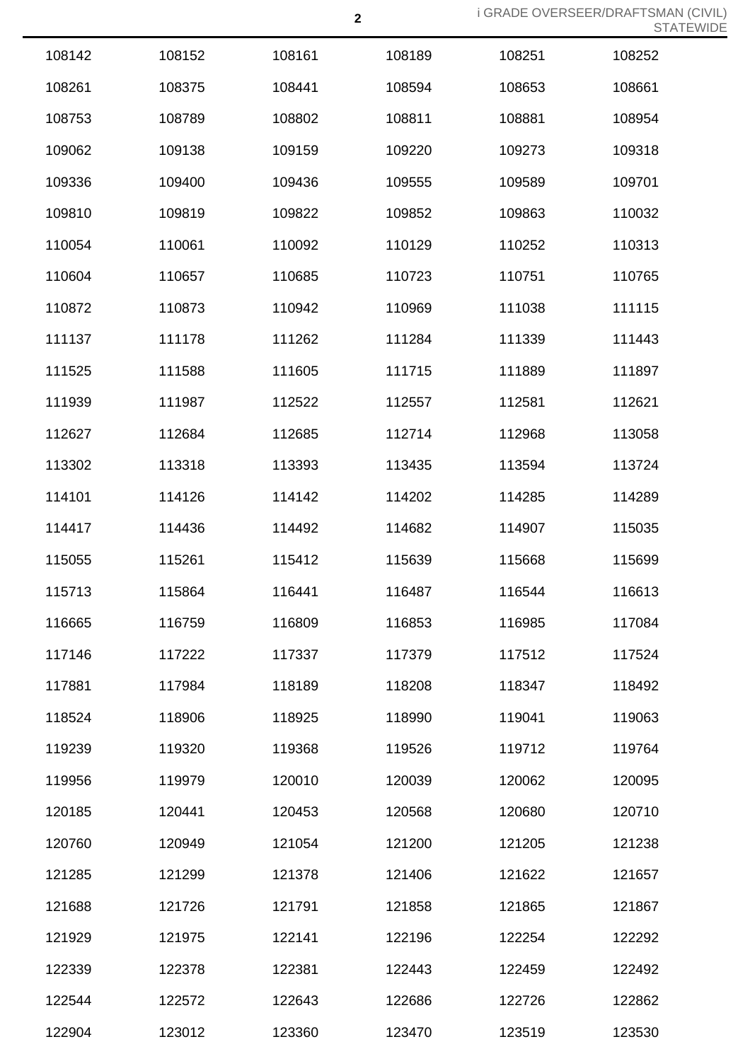| | | | | | |
|---|---|---|---|---|---|
| 108142 | 108152 | 108161 | 108189 | 108251 | 108252 |
| 108261 | 108375 | 108441 | 108594 | 108653 | 108661 |
| 108753 | 108789 | 108802 | 108811 | 108881 | 108954 |
| 109062 | 109138 | 109159 | 109220 | 109273 | 109318 |
| 109336 | 109400 | 109436 | 109555 | 109589 | 109701 |
| 109810 | 109819 | 109822 | 109852 | 109863 | 110032 |
| 110054 | 110061 | 110092 | 110129 | 110252 | 110313 |
| 110604 | 110657 | 110685 | 110723 | 110751 | 110765 |
| 110872 | 110873 | 110942 | 110969 | 111038 | 111115 |
| 111137 | 111178 | 111262 | 111284 | 111339 | 111443 |
| 111525 | 111588 | 111605 | 111715 | 111889 | 111897 |
| 111939 | 111987 | 112522 | 112557 | 112581 | 112621 |
| 112627 | 112684 | 112685 | 112714 | 112968 | 113058 |
| 113302 | 113318 | 113393 | 113435 | 113594 | 113724 |
| 114101 | 114126 | 114142 | 114202 | 114285 | 114289 |
| 114417 | 114436 | 114492 | 114682 | 114907 | 115035 |
| 115055 | 115261 | 115412 | 115639 | 115668 | 115699 |
| 115713 | 115864 | 116441 | 116487 | 116544 | 116613 |
| 116665 | 116759 | 116809 | 116853 | 116985 | 117084 |
| 117146 | 117222 | 117337 | 117379 | 117512 | 117524 |
| 117881 | 117984 | 118189 | 118208 | 118347 | 118492 |
| 118524 | 118906 | 118925 | 118990 | 119041 | 119063 |
| 119239 | 119320 | 119368 | 119526 | 119712 | 119764 |
| 119956 | 119979 | 120010 | 120039 | 120062 | 120095 |
| 120185 | 120441 | 120453 | 120568 | 120680 | 120710 |
| 120760 | 120949 | 121054 | 121200 | 121205 | 121238 |
| 121285 | 121299 | 121378 | 121406 | 121622 | 121657 |
| 121688 | 121726 | 121791 | 121858 | 121865 | 121867 |
| 121929 | 121975 | 122141 | 122196 | 122254 | 122292 |
| 122339 | 122378 | 122381 | 122443 | 122459 | 122492 |
| 122544 | 122572 | 122643 | 122686 | 122726 | 122862 |
| 122904 | 123012 | 123360 | 123470 | 123519 | 123530 |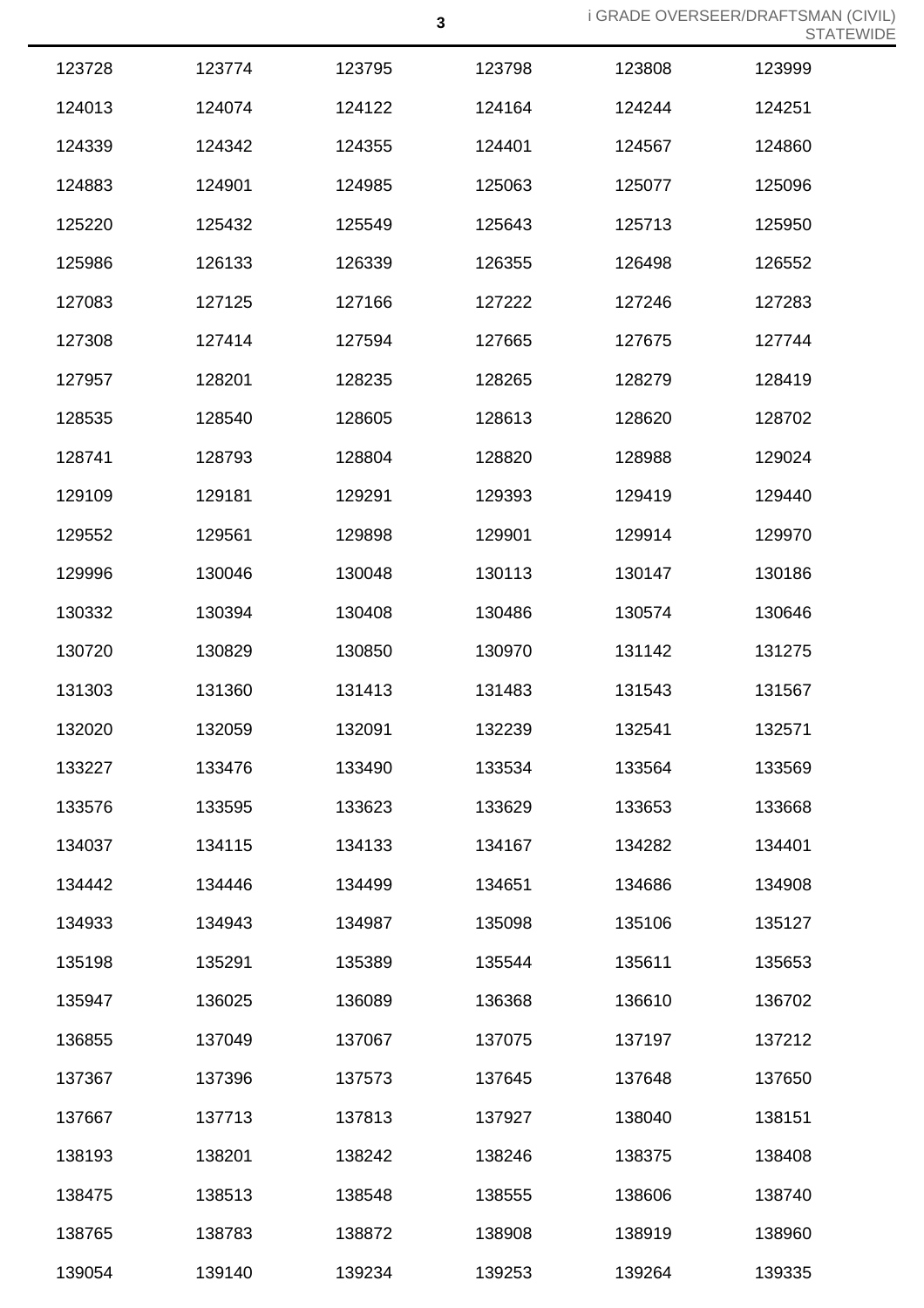| | | | | | |
|---|---|---|---|---|---|
| 123728 | 123774 | 123795 | 123798 | 123808 | 123999 |
| 124013 | 124074 | 124122 | 124164 | 124244 | 124251 |
| 124339 | 124342 | 124355 | 124401 | 124567 | 124860 |
| 124883 | 124901 | 124985 | 125063 | 125077 | 125096 |
| 125220 | 125432 | 125549 | 125643 | 125713 | 125950 |
| 125986 | 126133 | 126339 | 126355 | 126498 | 126552 |
| 127083 | 127125 | 127166 | 127222 | 127246 | 127283 |
| 127308 | 127414 | 127594 | 127665 | 127675 | 127744 |
| 127957 | 128201 | 128235 | 128265 | 128279 | 128419 |
| 128535 | 128540 | 128605 | 128613 | 128620 | 128702 |
| 128741 | 128793 | 128804 | 128820 | 128988 | 129024 |
| 129109 | 129181 | 129291 | 129393 | 129419 | 129440 |
| 129552 | 129561 | 129898 | 129901 | 129914 | 129970 |
| 129996 | 130046 | 130048 | 130113 | 130147 | 130186 |
| 130332 | 130394 | 130408 | 130486 | 130574 | 130646 |
| 130720 | 130829 | 130850 | 130970 | 131142 | 131275 |
| 131303 | 131360 | 131413 | 131483 | 131543 | 131567 |
| 132020 | 132059 | 132091 | 132239 | 132541 | 132571 |
| 133227 | 133476 | 133490 | 133534 | 133564 | 133569 |
| 133576 | 133595 | 133623 | 133629 | 133653 | 133668 |
| 134037 | 134115 | 134133 | 134167 | 134282 | 134401 |
| 134442 | 134446 | 134499 | 134651 | 134686 | 134908 |
| 134933 | 134943 | 134987 | 135098 | 135106 | 135127 |
| 135198 | 135291 | 135389 | 135544 | 135611 | 135653 |
| 135947 | 136025 | 136089 | 136368 | 136610 | 136702 |
| 136855 | 137049 | 137067 | 137075 | 137197 | 137212 |
| 137367 | 137396 | 137573 | 137645 | 137648 | 137650 |
| 137667 | 137713 | 137813 | 137927 | 138040 | 138151 |
| 138193 | 138201 | 138242 | 138246 | 138375 | 138408 |
| 138475 | 138513 | 138548 | 138555 | 138606 | 138740 |
| 138765 | 138783 | 138872 | 138908 | 138919 | 138960 |
| 139054 | 139140 | 139234 | 139253 | 139264 | 139335 |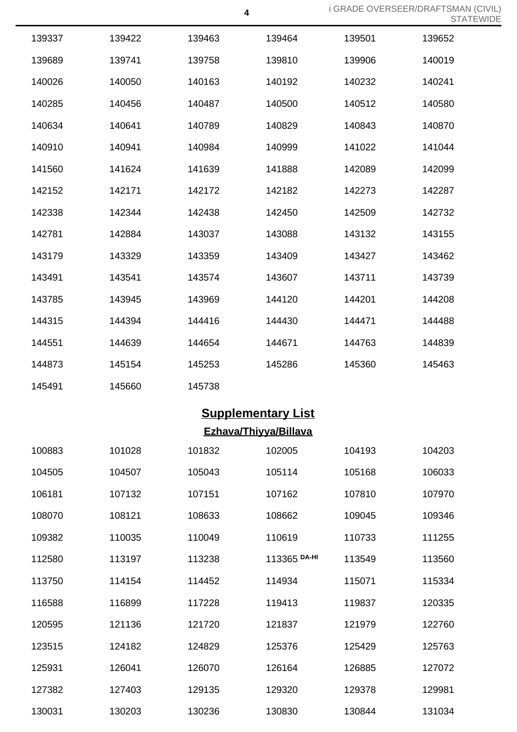| | | | | | |
|---|---|---|---|---|---|
| 139337 | 139422 | 139463 | 139464 | 139501 | 139652 |
| 139689 | 139741 | 139758 | 139810 | 139906 | 140019 |
| 140026 | 140050 | 140163 | 140192 | 140232 | 140241 |
| 140285 | 140456 | 140487 | 140500 | 140512 | 140580 |
| 140634 | 140641 | 140789 | 140829 | 140843 | 140870 |
| 140910 | 140941 | 140984 | 140999 | 141022 | 141044 |
| 141560 | 141624 | 141639 | 141888 | 142089 | 142099 |
| 142152 | 142171 | 142172 | 142182 | 142273 | 142287 |
| 142338 | 142344 | 142438 | 142450 | 142509 | 142732 |
| 142781 | 142884 | 143037 | 143088 | 143132 | 143155 |
| 143179 | 143329 | 143359 | 143409 | 143427 | 143462 |
| 143491 | 143541 | 143574 | 143607 | 143711 | 143739 |
| 143785 | 143945 | 143969 | 144120 | 144201 | 144208 |
| 144315 | 144394 | 144416 | 144430 | 144471 | 144488 |
| 144551 | 144639 | 144654 | 144671 | 144763 | 144839 |
| 144873 | 145154 | 145253 | 145286 | 145360 | 145463 |
| 145491 | 145660 | 145738 | | | |

## Supplementary List

### Ezhava/Thiyya/Billava

| | | | | | |
|---|---|---|---|---|---|
| 100883 | 101028 | 101832 | 102005 | 104193 | 104203 |
| 104505 | 104507 | 105043 | 105114 | 105168 | 106033 |
| 106181 | 107132 | 107151 | 107162 | 107810 | 107970 |
| 108070 | 108121 | 108633 | 108662 | 109045 | 109346 |
| 109382 | 110035 | 110049 | 110619 | 110733 | 111255 |
| 112580 | 113197 | 113238 | 113365 DA-HI | 113549 | 113560 |
| 113750 | 114154 | 114452 | 114934 | 115071 | 115334 |
| 116588 | 116899 | 117228 | 119413 | 119837 | 120335 |
| 120595 | 121136 | 121720 | 121837 | 121979 | 122760 |
| 123515 | 124182 | 124829 | 125376 | 125429 | 125763 |
| 125931 | 126041 | 126070 | 126164 | 126885 | 127072 |
| 127382 | 127403 | 129135 | 129320 | 129378 | 129981 |
| 130031 | 130203 | 130236 | 130830 | 130844 | 131034 |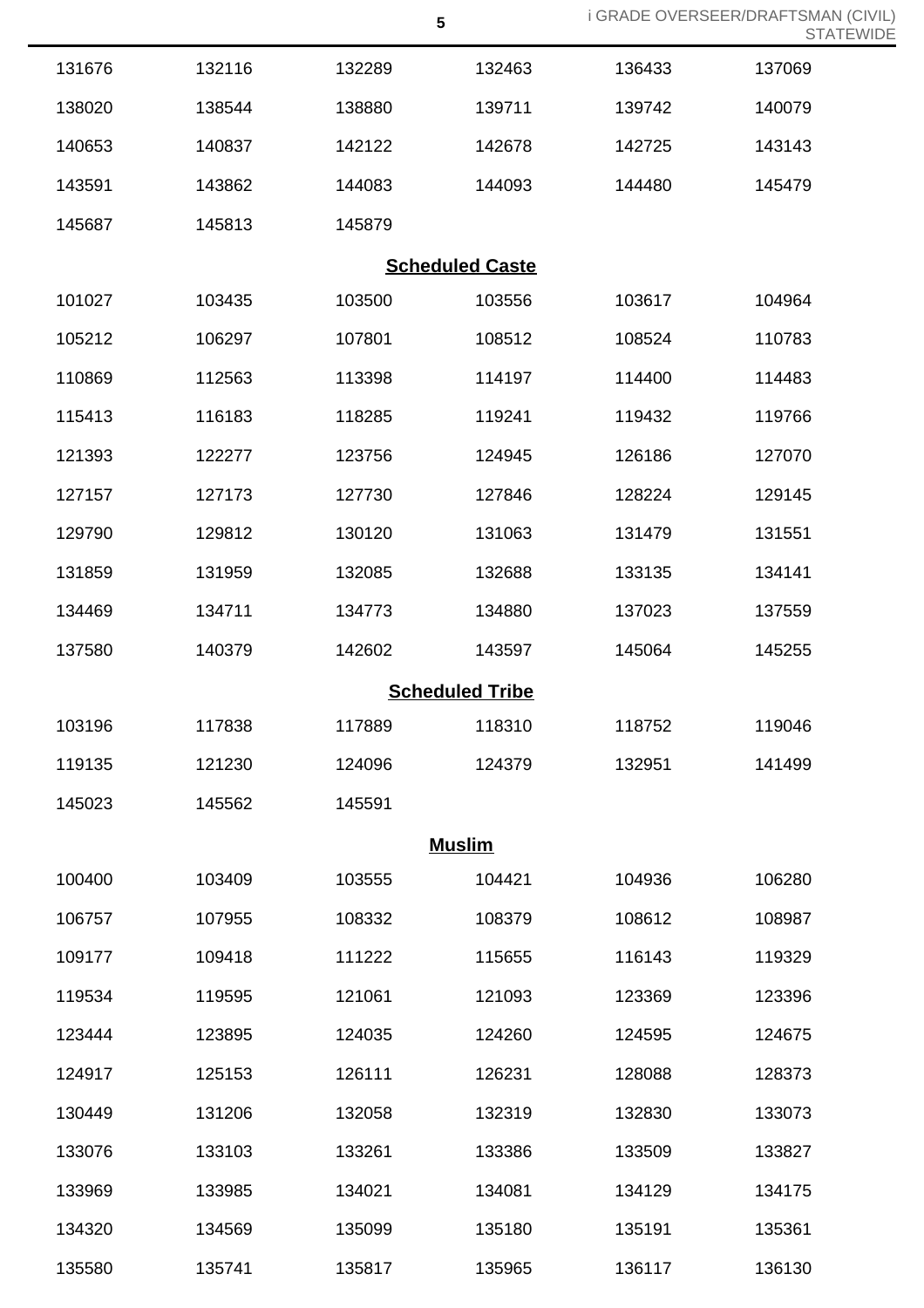| | | | | | |
|---|---|---|---|---|---|
| 131676 | 132116 | 132289 | 132463 | 136433 | 137069 |
| 138020 | 138544 | 138880 | 139711 | 139742 | 140079 |
| 140653 | 140837 | 142122 | 142678 | 142725 | 143143 |
| 143591 | 143862 | 144083 | 144093 | 144480 | 145479 |
| 145687 | 145813 | 145879 | | | |

**Scheduled Caste**

| | | | | | |
|---|---|---|---|---|---|
| 101027 | 103435 | 103500 | 103556 | 103617 | 104964 |
| 105212 | 106297 | 107801 | 108512 | 108524 | 110783 |
| 110869 | 112563 | 113398 | 114197 | 114400 | 114483 |
| 115413 | 116183 | 118285 | 119241 | 119432 | 119766 |
| 121393 | 122277 | 123756 | 124945 | 126186 | 127070 |
| 127157 | 127173 | 127730 | 127846 | 128224 | 129145 |
| 129790 | 129812 | 130120 | 131063 | 131479 | 131551 |
| 131859 | 131959 | 132085 | 132688 | 133135 | 134141 |
| 134469 | 134711 | 134773 | 134880 | 137023 | 137559 |
| 137580 | 140379 | 142602 | 143597 | 145064 | 145255 |

**Scheduled Tribe**

| | | | | | |
|---|---|---|---|---|---|
| 103196 | 117838 | 117889 | 118310 | 118752 | 119046 |
| 119135 | 121230 | 124096 | 124379 | 132951 | 141499 |
| 145023 | 145562 | 145591 | | | |

**Muslim**

| | | | | | |
|---|---|---|---|---|---|
| 100400 | 103409 | 103555 | 104421 | 104936 | 106280 |
| 106757 | 107955 | 108332 | 108379 | 108612 | 108987 |
| 109177 | 109418 | 111222 | 115655 | 116143 | 119329 |
| 119534 | 119595 | 121061 | 121093 | 123369 | 123396 |
| 123444 | 123895 | 124035 | 124260 | 124595 | 124675 |
| 124917 | 125153 | 126111 | 126231 | 128088 | 128373 |
| 130449 | 131206 | 132058 | 132319 | 132830 | 133073 |
| 133076 | 133103 | 133261 | 133386 | 133509 | 133827 |
| 133969 | 133985 | 134021 | 134081 | 134129 | 134175 |
| 134320 | 134569 | 135099 | 135180 | 135191 | 135361 |
| 135580 | 135741 | 135817 | 135965 | 136117 | 136130 |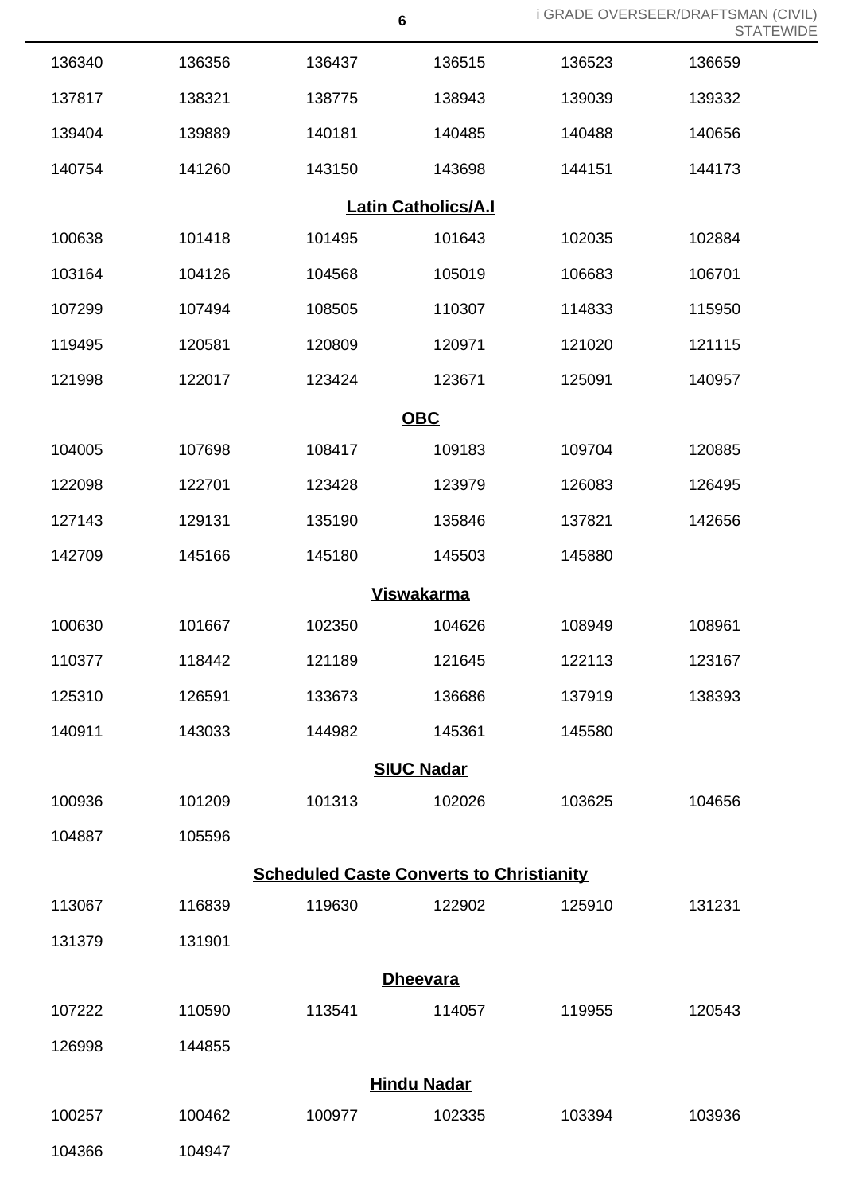| | | | | | |
|---|---|---|---|---|---|
| 136340 | 136356 | 136437 | 136515 | 136523 | 136659 |
| 137817 | 138321 | 138775 | 138943 | 139039 | 139332 |
| 139404 | 139889 | 140181 | 140485 | 140488 | 140656 |
| 140754 | 141260 | 143150 | 143698 | 144151 | 144173 |

## Latin Catholics/A.I

| | | | | | |
|---|---|---|---|---|---|
| 100638 | 101418 | 101495 | 101643 | 102035 | 102884 |
| 103164 | 104126 | 104568 | 105019 | 106683 | 106701 |
| 107299 | 107494 | 108505 | 110307 | 114833 | 115950 |
| 119495 | 120581 | 120809 | 120971 | 121020 | 121115 |
| 121998 | 122017 | 123424 | 123671 | 125091 | 140957 |

## OBC

| | | | | | |
|---|---|---|---|---|---|
| 104005 | 107698 | 108417 | 109183 | 109704 | 120885 |
| 122098 | 122701 | 123428 | 123979 | 126083 | 126495 |
| 127143 | 129131 | 135190 | 135846 | 137821 | 142656 |
| 142709 | 145166 | 145180 | 145503 | 145880 | |

## Viswakarma

| | | | | | |
|---|---|---|---|---|---|
| 100630 | 101667 | 102350 | 104626 | 108949 | 108961 |
| 110377 | 118442 | 121189 | 121645 | 122113 | 123167 |
| 125310 | 126591 | 133673 | 136686 | 137919 | 138393 |
| 140911 | 143033 | 144982 | 145361 | 145580 | |

## SIUC Nadar

| | | | | | |
|---|---|---|---|---|---|
| 100936 | 101209 | 101313 | 102026 | 103625 | 104656 |
| 104887 | 105596 | | | | |

## Scheduled Caste Converts to Christianity

| | | | | | |
|---|---|---|---|---|---|
| 113067 | 116839 | 119630 | 122902 | 125910 | 131231 |
| 131379 | 131901 | | | | |

## Dheevara

| | | | | | |
|---|---|---|---|---|---|
| 107222 | 110590 | 113541 | 114057 | 119955 | 120543 |
| 126998 | 144855 | | | | |

## Hindu Nadar

| | | | | | |
|---|---|---|---|---|---|
| 100257 | 100462 | 100977 | 102335 | 103394 | 103936 |
| 104366 | 104947 | | | | |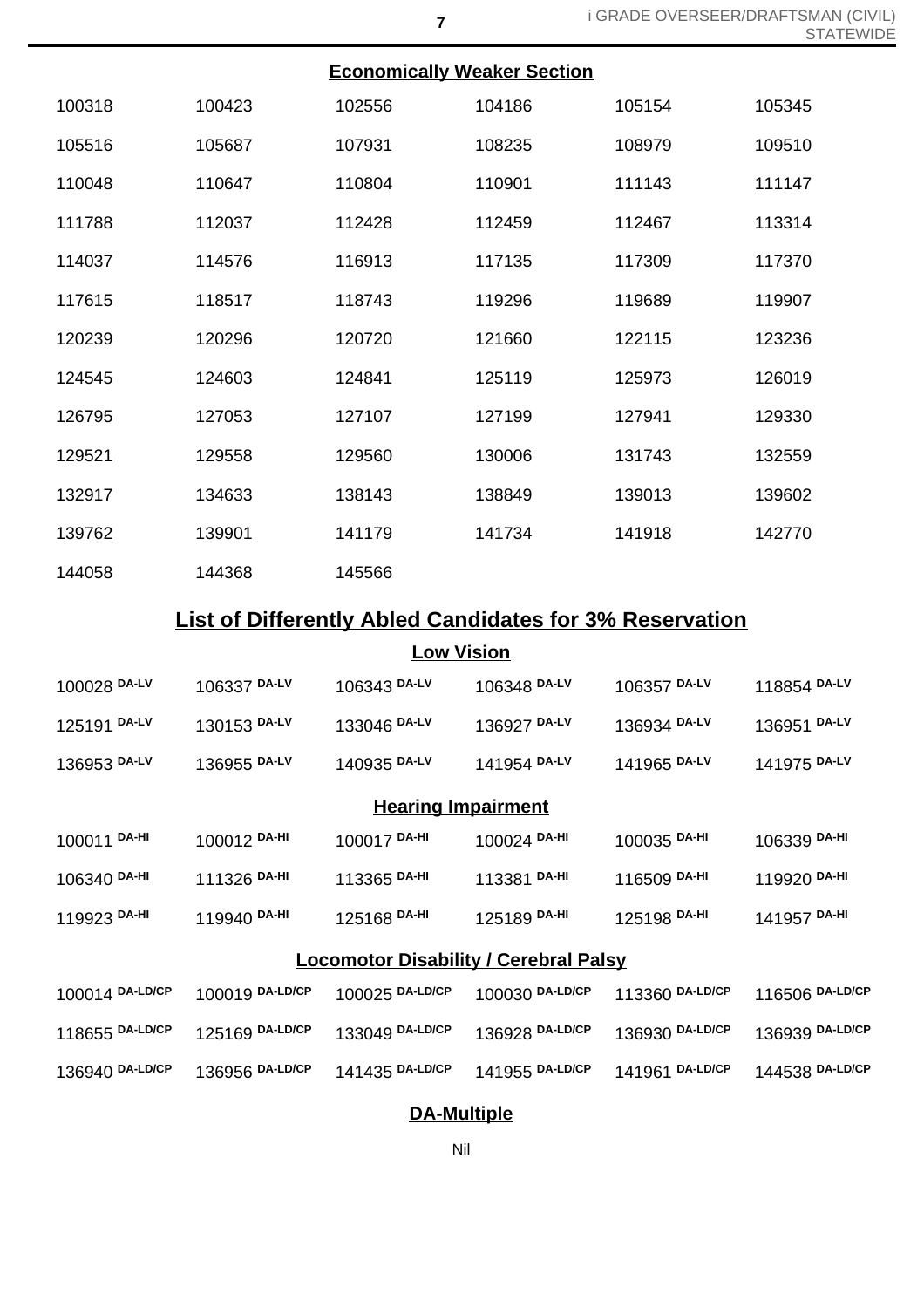### Economically Weaker Section

| | | | | | |
|---|---|---|---|---|---|
| 100318 | 100423 | 102556 | 104186 | 105154 | 105345 |
| 105516 | 105687 | 107931 | 108235 | 108979 | 109510 |
| 110048 | 110647 | 110804 | 110901 | 111143 | 111147 |
| 111788 | 112037 | 112428 | 112459 | 112467 | 113314 |
| 114037 | 114576 | 116913 | 117135 | 117309 | 117370 |
| 117615 | 118517 | 118743 | 119296 | 119689 | 119907 |
| 120239 | 120296 | 120720 | 121660 | 122115 | 123236 |
| 124545 | 124603 | 124841 | 125119 | 125973 | 126019 |
| 126795 | 127053 | 127107 | 127199 | 127941 | 129330 |
| 129521 | 129558 | 129560 | 130006 | 131743 | 132559 |
| 132917 | 134633 | 138143 | 138849 | 139013 | 139602 |
| 139762 | 139901 | 141179 | 141734 | 141918 | 142770 |
| 144058 | 144368 | 145566 | | | |

## List of Differently Abled Candidates for 3% Reservation

### Low Vision

| | | | | | |
|---|---|---|---|---|---|
| 100028 DA-LV | 106337 DA-LV | 106343 DA-LV | 106348 DA-LV | 106357 DA-LV | 118854 DA-LV |
| 125191 DA-LV | 130153 DA-LV | 133046 DA-LV | 136927 DA-LV | 136934 DA-LV | 136951 DA-LV |
| 136953 DA-LV | 136955 DA-LV | 140935 DA-LV | 141954 DA-LV | 141965 DA-LV | 141975 DA-LV |

### Hearing Impairment

| | | | | | |
|---|---|---|---|---|---|
| 100011 DA-HI | 100012 DA-HI | 100017 DA-HI | 100024 DA-HI | 100035 DA-HI | 106339 DA-HI |
| 106340 DA-HI | 111326 DA-HI | 113365 DA-HI | 113381 DA-HI | 116509 DA-HI | 119920 DA-HI |
| 119923 DA-HI | 119940 DA-HI | 125168 DA-HI | 125189 DA-HI | 125198 DA-HI | 141957 DA-HI |

### Locomotor Disability / Cerebral Palsy

| | | | | | |
|---|---|---|---|---|---|
| 100014 DA-LD/CP | 100019 DA-LD/CP | 100025 DA-LD/CP | 100030 DA-LD/CP | 113360 DA-LD/CP | 116506 DA-LD/CP |
| 118655 DA-LD/CP | 125169 DA-LD/CP | 133049 DA-LD/CP | 136928 DA-LD/CP | 136930 DA-LD/CP | 136939 DA-LD/CP |
| 136940 DA-LD/CP | 136956 DA-LD/CP | 141435 DA-LD/CP | 141955 DA-LD/CP | 141961 DA-LD/CP | 144538 DA-LD/CP |

### DA-Multiple

Nil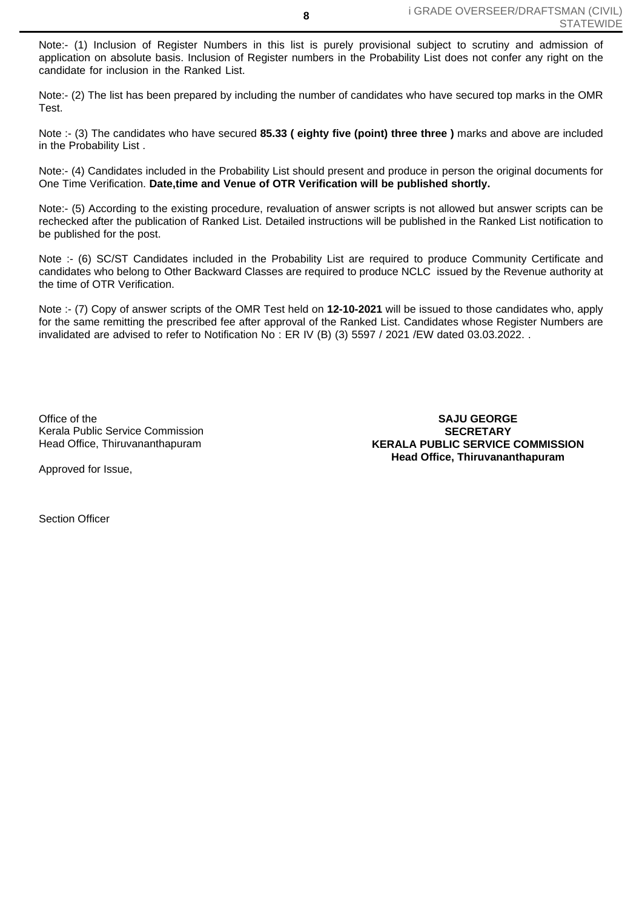Note:- (1) Inclusion of Register Numbers in this list is purely provisional subject to scrutiny and admission of application on absolute basis. Inclusion of Register numbers in the Probability List does not confer any right on the candidate for inclusion in the Ranked List.

Note:- (2) The list has been prepared by including the number of candidates who have secured top marks in the OMR Test.

Note :- (3) The candidates who have secured **85.33 ( eighty five (point) three three )** marks and above are included in the Probability List .

Note:- (4) Candidates included in the Probability List should present and produce in person the original documents for One Time Verification. **Date,time and Venue of OTR Verification will be published shortly.**

Note:- (5) According to the existing procedure, revaluation of answer scripts is not allowed but answer scripts can be rechecked after the publication of Ranked List. Detailed instructions will be published in the Ranked List notification to be published for the post.

Note :- (6) SC/ST Candidates included in the Probability List are required to produce Community Certificate and candidates who belong to Other Backward Classes are required to produce NCLC issued by the Revenue authority at the time of OTR Verification.

Note :- (7) Copy of answer scripts of the OMR Test held on **12-10-2021** will be issued to those candidates who, apply for the same remitting the prescribed fee after approval of the Ranked List. Candidates whose Register Numbers are invalidated are advised to refer to Notification No : ER IV (B) (3) 5597 / 2021 /EW dated 03.03.2022. .

**SAJU GEORGE**
**SECRETARY**
**KERALA PUBLIC SERVICE COMMISSION**
**Head Office, Thiruvananthapuram**

Office of the
Kerala Public Service Commission
Head Office, Thiruvananthapuram

Approved for Issue,

Section Officer